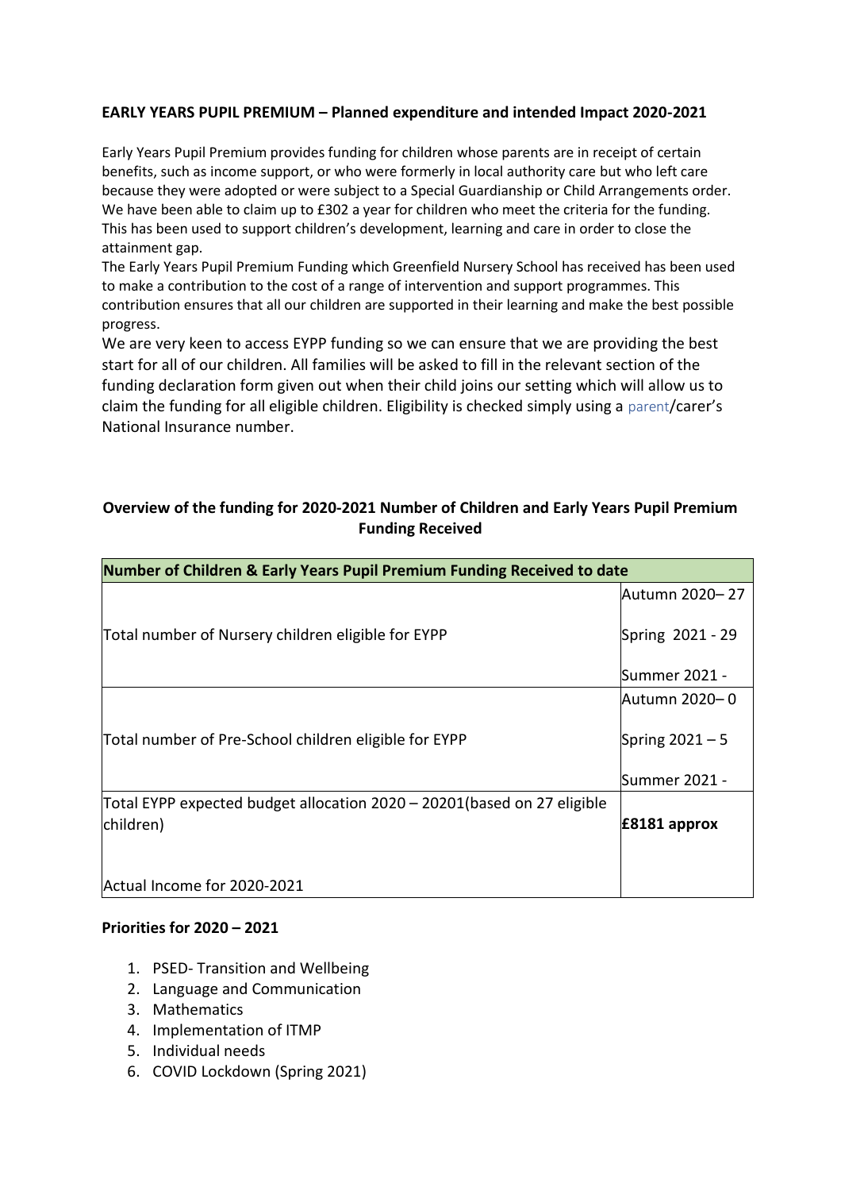**EARLY YEARS PUPIL PREMIUM – Planned expenditure and intended Impact 2020-2021**

Early Years Pupil Premium provides funding for children whose parents are in receipt of certain benefits, such as income support, or who were formerly in local authority care but who left care because they were adopted or were subject to a Special Guardianship or Child Arrangements order. We have been able to claim up to £302 a year for children who meet the criteria for the funding. This has been used to support children's development, learning and care in order to close the attainment gap.

The Early Years Pupil Premium Funding which Greenfield Nursery School has received has been used to make a contribution to the cost of a range of intervention and support programmes. This contribution ensures that all our children are supported in their learning and make the best possible progress.

We are very keen to access EYPP funding so we can ensure that we are providing the best start for all of our children. All families will be asked to fill in the relevant section of the funding declaration form given out when their child joins our setting which will allow us to claim the funding for all eligible children. Eligibility is checked simply using a parent/carer's National Insurance number.

**Overview of the funding for 2020-2021 Number of Children and Early Years Pupil Premium Funding Received**

| Number of Children & Early Years Pupil Premium Funding Received to date | |
|---|---|
| Total number of Nursery children eligible for EYPP | Autumn 2020– 27<br>Spring 2021 - 29<br>Summer 2021 - |
| Total number of Pre-School children eligible for EYPP | Autumn 2020– 0<br>Spring 2021 – 5<br>Summer 2021 - |
| Total EYPP expected budget allocation 2020 – 20201(based on 27 eligible children)<br><br>Actual Income for 2020-2021 | **£8181 approx** |

**Priorities for 2020 – 2021**

1. PSED- Transition and Wellbeing
2. Language and Communication
3. Mathematics
4. Implementation of ITMP
5. Individual needs
6. COVID Lockdown (Spring 2021)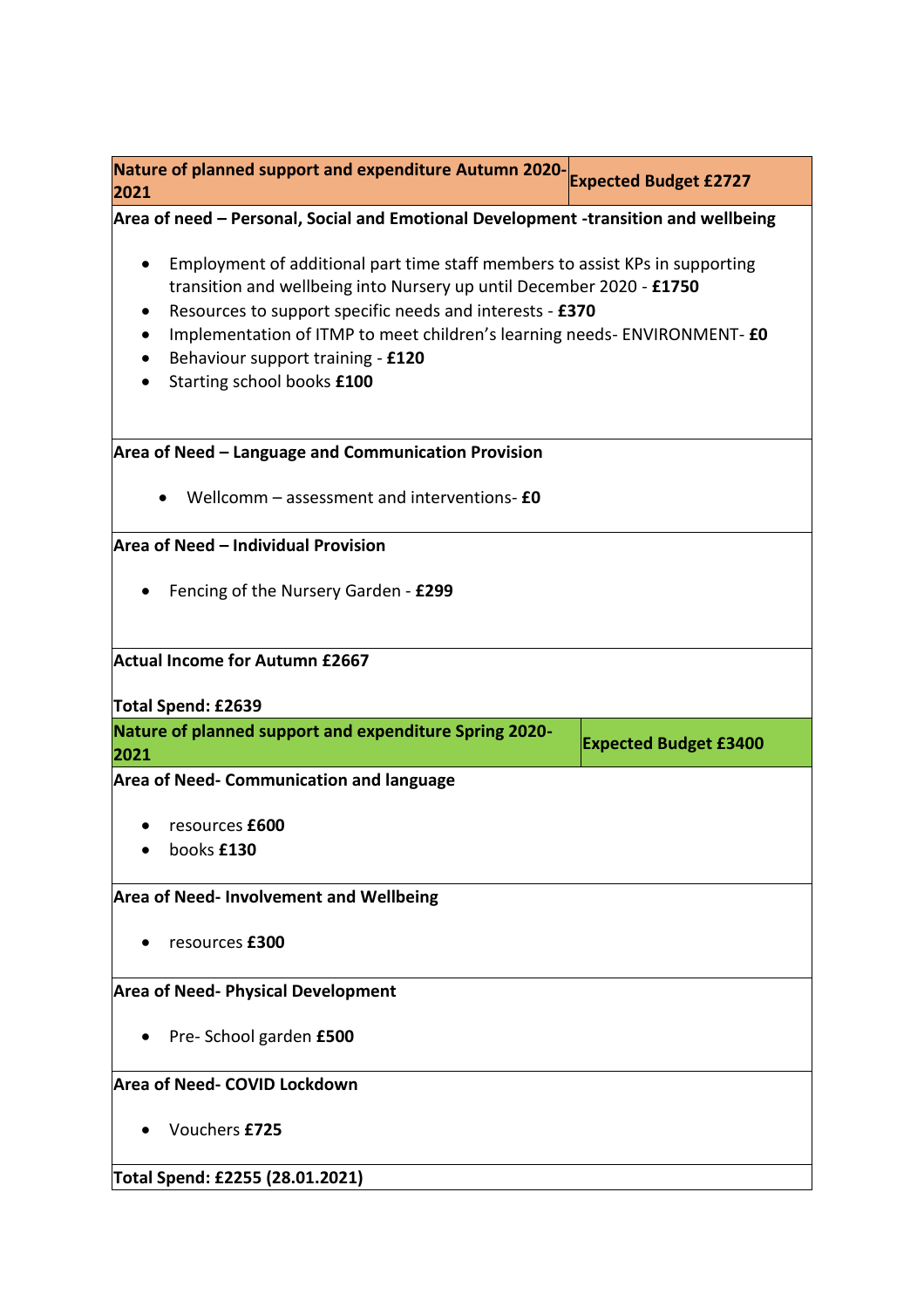| Nature of planned support and expenditure Autumn 2020-2021 | Expected Budget £2727 |
|---|---|

**Area of need – Personal, Social and Emotional Development -transition and wellbeing**

- Employment of additional part time staff members to assist KPs in supporting transition and wellbeing into Nursery up until December 2020 - **£1750**
- Resources to support specific needs and interests - **£370**
- Implementation of ITMP to meet children's learning needs- ENVIRONMENT- **£0**
- Behaviour support training - **£120**
- Starting school books **£100**

**Area of Need – Language and Communication Provision**

- Wellcomm – assessment and interventions- **£0**

**Area of Need – Individual Provision**

- Fencing of the Nursery Garden - **£299**

**Actual Income for Autumn £2667**

**Total Spend: £2639**

| Nature of planned support and expenditure Spring 2020-2021 | Expected Budget £3400 |
|---|---|

**Area of Need- Communication and language**

- resources **£600**
- books **£130**

**Area of Need- Involvement and Wellbeing**

- resources **£300**

**Area of Need- Physical Development**

- Pre- School garden **£500**

**Area of Need- COVID Lockdown**

- Vouchers **£725**

**Total Spend: £2255 (28.01.2021)**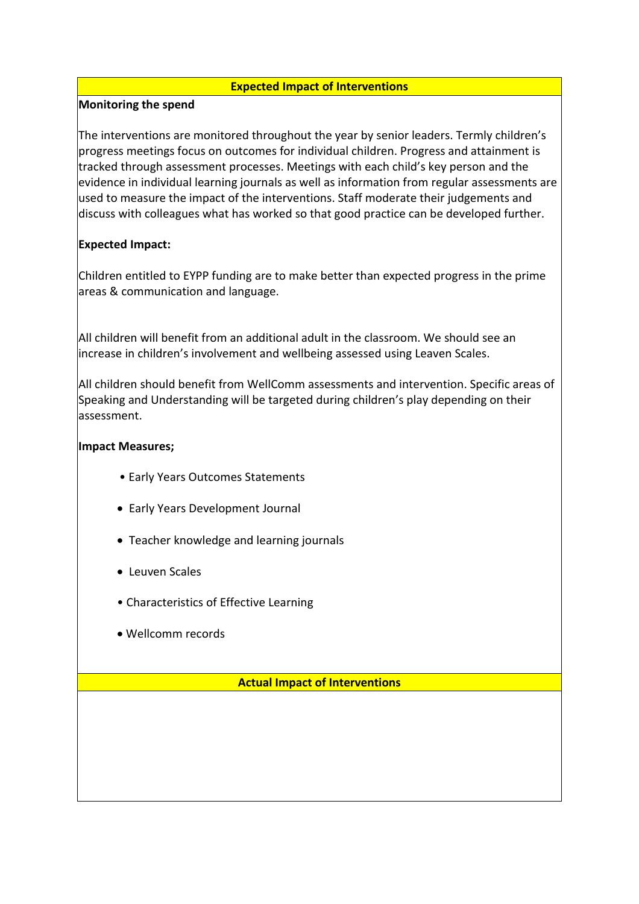## Expected Impact of Interventions

**Monitoring the spend**

The interventions are monitored throughout the year by senior leaders. Termly children's progress meetings focus on outcomes for individual children. Progress and attainment is tracked through assessment processes. Meetings with each child's key person and the evidence in individual learning journals as well as information from regular assessments are used to measure the impact of the interventions. Staff moderate their judgements and discuss with colleagues what has worked so that good practice can be developed further.

**Expected Impact:**

Children entitled to EYPP funding are to make better than expected progress in the prime areas & communication and language.

All children will benefit from an additional adult in the classroom. We should see an increase in children's involvement and wellbeing assessed using Leaven Scales.

All children should benefit from WellComm assessments and intervention. Specific areas of Speaking and Understanding will be targeted during children's play depending on their assessment.

**Impact Measures;**

- Early Years Outcomes Statements
- Early Years Development Journal
- Teacher knowledge and learning journals
- Leuven Scales
- Characteristics of Effective Learning
- Wellcomm records

## Actual Impact of Interventions